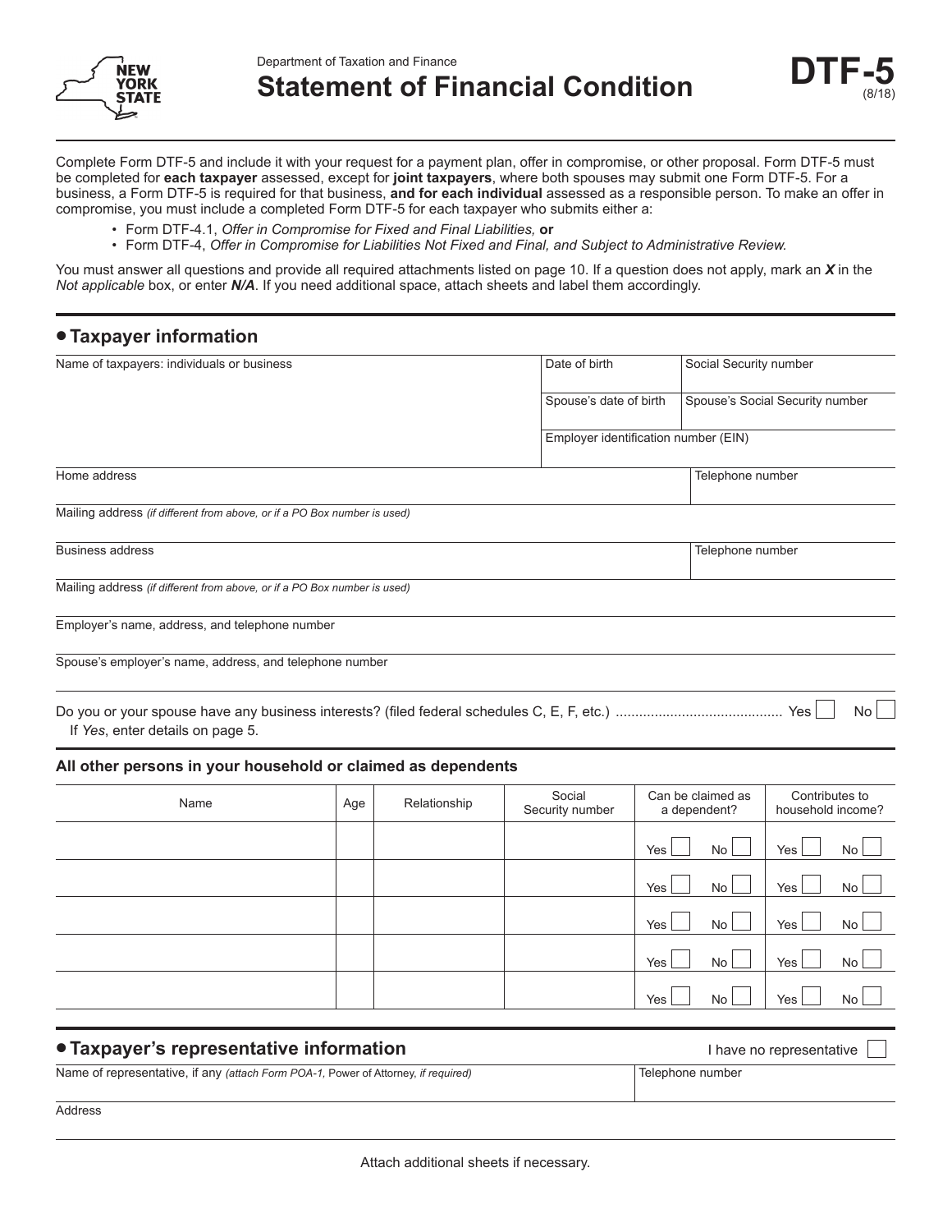Department of Taxation and Finance

# Statement of Financial Condition

**DTF-5** (8/18)

Complete Form DTF-5 and include it with your request for a payment plan, offer in compromise, or other proposal. Form DTF-5 must be completed for **each taxpayer** assessed, except for **joint taxpayers**, where both spouses may submit one Form DTF-5. For a business, a Form DTF-5 is required for that business, **and for each individual** assessed as a responsible person. To make an offer in compromise, you must include a completed Form DTF-5 for each taxpayer who submits either a:

- Form DTF-4.1, *Offer in Compromise for Fixed and Final Liabilities,* **or**
- Form DTF-4, *Offer in Compromise for Liabilities Not Fixed and Final, and Subject to Administrative Review.*

You must answer all questions and provide all required attachments listed on page 10. If a question does not apply, mark an ***X*** in the *Not applicable* box, or enter ***N/A***. If you need additional space, attach sheets and label them accordingly.

## • Taxpayer information

| Name of taxpayers: individuals or business | Date of birth | Social Security number |
|---|---|---|
| | Spouse's date of birth | Spouse's Social Security number |
| | Employer identification number (EIN) | |

| Home address | Telephone number |
|---|---|
| | |

Mailing address *(if different from above, or if a PO Box number is used)*

| Business address | Telephone number |
|---|---|
| | |

Mailing address *(if different from above, or if a PO Box number is used)*

Employer's name, address, and telephone number

Spouse's employer's name, address, and telephone number

Do you or your spouse have any business interests? (filed federal schedules C, E, F, etc.) .......................................... Yes ☐ No ☐
If *Yes*, enter details on page 5.

### All other persons in your household or claimed as dependents

| Name | Age | Relationship | Social Security number | Can be claimed as a dependent? | Contributes to household income? |
|---|---|---|---|---|---|
| | | | | Yes ☐ No ☐ | Yes ☐ No ☐ |
| | | | | Yes ☐ No ☐ | Yes ☐ No ☐ |
| | | | | Yes ☐ No ☐ | Yes ☐ No ☐ |
| | | | | Yes ☐ No ☐ | Yes ☐ No ☐ |
| | | | | Yes ☐ No ☐ | Yes ☐ No ☐ |

## • Taxpayer's representative information

I have no representative ☐

| Name of representative, if any *(attach Form POA-1,* Power of Attorney, *if required)* | Telephone number |
|---|---|
| | |

Address

Attach additional sheets if necessary.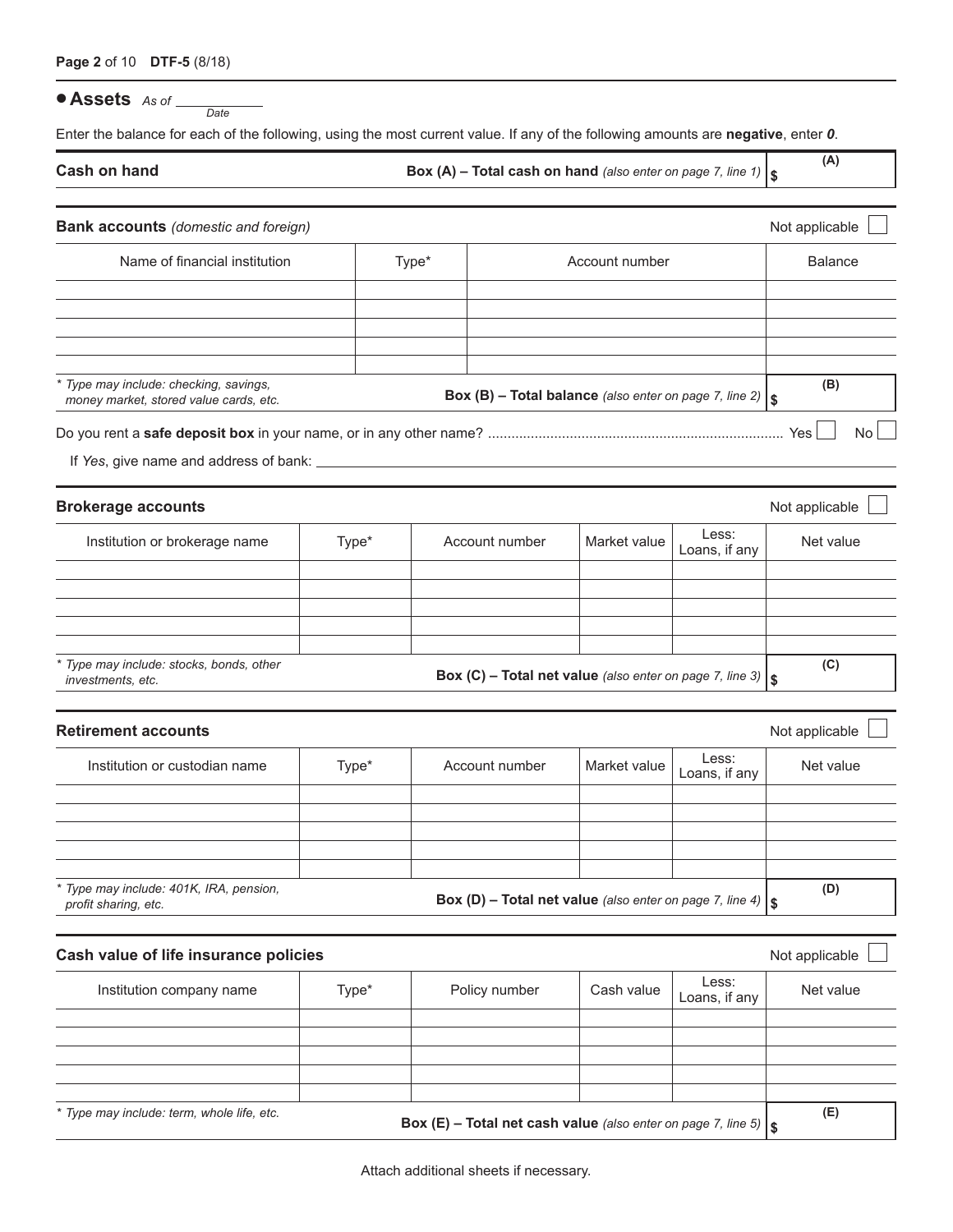## • Assets *As of* ___________ *Date*

Enter the balance for each of the following, using the most current value. If any of the following amounts are **negative**, enter ***0***.

**Cash on hand** — **Box (A) – Total cash on hand** *(also enter on page 7, line 1)* (A) $ ________

### Bank accounts *(domestic and foreign)*

Not applicable ☐

| Name of financial institution | Type* | Account number | Balance |
|---|---|---|---|
| | | | |
| | | | |
| | | | |
| | | | |
| | | | |

*\* Type may include: checking, savings, money market, stored value cards, etc.*

**Box (B) – Total balance** *(also enter on page 7, line 2)* (B) $ ________

Do you rent a **safe deposit box** in your name, or in any other name? .......... Yes ☐ No ☐

If *Yes*, give name and address of bank: ________________________________

### Brokerage accounts

Not applicable ☐

| Institution or brokerage name | Type* | Account number | Market value | Less: Loans, if any | Net value |
|---|---|---|---|---|---|
| | | | | | |
| | | | | | |
| | | | | | |
| | | | | | |
| | | | | | |

*\* Type may include: stocks, bonds, other investments, etc.*

**Box (C) – Total net value** *(also enter on page 7, line 3)* (C) $ ________

### Retirement accounts

Not applicable ☐

| Institution or custodian name | Type* | Account number | Market value | Less: Loans, if any | Net value |
|---|---|---|---|---|---|
| | | | | | |
| | | | | | |
| | | | | | |
| | | | | | |
| | | | | | |

*\* Type may include: 401K, IRA, pension, profit sharing, etc.*

**Box (D) – Total net value** *(also enter on page 7, line 4)* (D) $ ________

### Cash value of life insurance policies

Not applicable ☐

| Institution company name | Type* | Policy number | Cash value | Less: Loans, if any | Net value |
|---|---|---|---|---|---|
| | | | | | |
| | | | | | |
| | | | | | |
| | | | | | |
| | | | | | |

*\* Type may include: term, whole life, etc.*

**Box (E) – Total net cash value** *(also enter on page 7, line 5)* (E) $ ________

Attach additional sheets if necessary.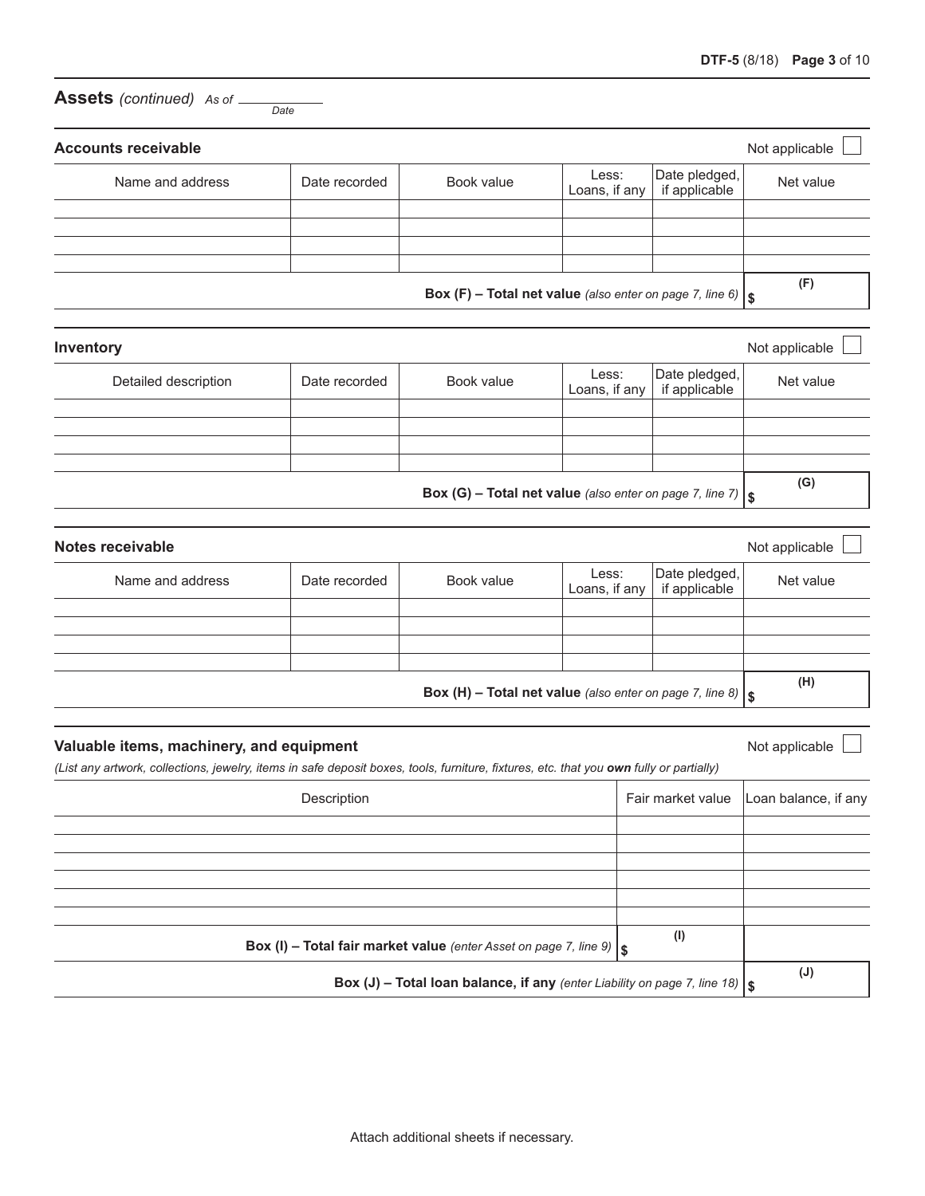## Assets *(continued)* *As of* ____________ *Date*

### Accounts receivable

Not applicable ☐

| Name and address | Date recorded | Book value | Less: Loans, if any | Date pledged, if applicable | Net value |
|---|---|---|---|---|---|
| | | | | | |
| | | | | | |
| | | | | | |
| | | | | | |

**Box (F) – Total net value** *(also enter on page 7, line 6)* (F) $

### Inventory

Not applicable ☐

| Detailed description | Date recorded | Book value | Less: Loans, if any | Date pledged, if applicable | Net value |
|---|---|---|---|---|---|
| | | | | | |
| | | | | | |
| | | | | | |
| | | | | | |

**Box (G) – Total net value** *(also enter on page 7, line 7)* (G) $

### Notes receivable

Not applicable ☐

| Name and address | Date recorded | Book value | Less: Loans, if any | Date pledged, if applicable | Net value |
|---|---|---|---|---|---|
| | | | | | |
| | | | | | |
| | | | | | |
| | | | | | |

**Box (H) – Total net value** *(also enter on page 7, line 8)* (H) $

### Valuable items, machinery, and equipment

Not applicable ☐

*(List any artwork, collections, jewelry, items in safe deposit boxes, tools, furniture, fixtures, etc. that you* ***own*** *fully or partially)*

| Description | Fair market value | Loan balance, if any |
|---|---|---|
| | | |
| | | |
| | | |
| | | |
| | | |
| | | |

**Box (I) – Total fair market value** *(enter Asset on page 7, line 9)* (I) $

**Box (J) – Total loan balance, if any** *(enter Liability on page 7, line 18)* (J) $

Attach additional sheets if necessary.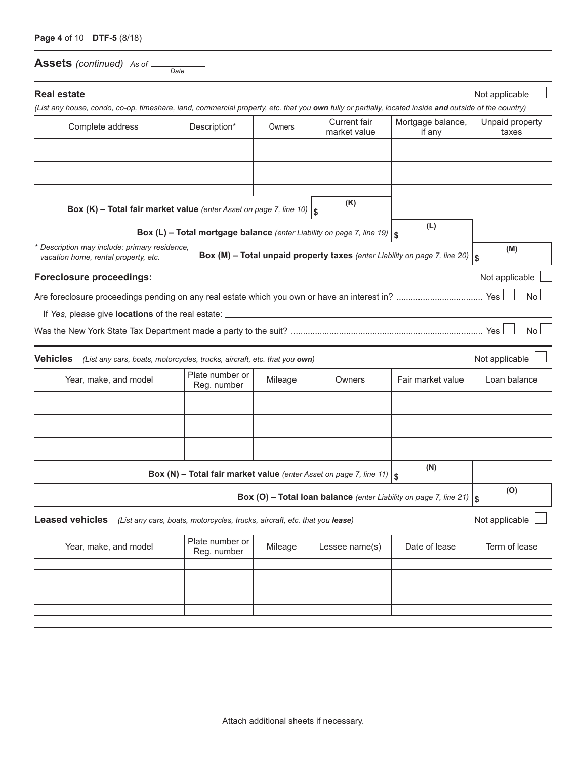## Assets *(continued)* *As of* ______ *Date*

### Real estate

Not applicable ☐

*(List any house, condo, co-op, timeshare, land, commercial property, etc. that you* ***own*** *fully or partially, located inside* ***and*** *outside of the country)*

| Complete address | Description* | Owners | Current fair market value | Mortgage balance, if any | Unpaid property taxes |
|---|---|---|---|---|---|
| | | | | | |
| | | | | | |
| | | | | | |
| | | | | | |
| | | | | | |

**Box (K) – Total fair market value** *(enter Asset on page 7, line 10)* **(K) $** ______

**Box (L) – Total mortgage balance** *(enter Liability on page 7, line 19)* **(L) $** ______

**Box (M) – Total unpaid property taxes** *(enter Liability on page 7, line 20)* **(M) $** ______

\* Description may include: primary residence, vacation home, rental property, etc.

### Foreclosure proceedings:

Not applicable ☐

Are foreclosure proceedings pending on any real estate which you own or have an interest in? .................................... Yes ☐ No ☐

If *Yes*, please give **locations** of the real estate: ______

Was the New York State Tax Department made a party to the suit? ................................................................................ Yes ☐ No ☐

### Vehicles

*(List any cars, boats, motorcycles, trucks, aircraft, etc. that you* ***own****)*

Not applicable ☐

| Year, make, and model | Plate number or Reg. number | Mileage | Owners | Fair market value | Loan balance |
|---|---|---|---|---|---|
| | | | | | |
| | | | | | |
| | | | | | |
| | | | | | |
| | | | | | |
| | | | | | |

**Box (N) – Total fair market value** *(enter Asset on page 7, line 11)* **(N) $** ______

**Box (O) – Total loan balance** *(enter Liability on page 7, line 21)* **(O) $** ______

### Leased vehicles

*(List any cars, boats, motorcycles, trucks, aircraft, etc. that you* ***lease****)*

Not applicable ☐

| Year, make, and model | Plate number or Reg. number | Mileage | Lessee name(s) | Date of lease | Term of lease |
|---|---|---|---|---|---|
| | | | | | |
| | | | | | |
| | | | | | |
| | | | | | |
| | | | | | |

Attach additional sheets if necessary.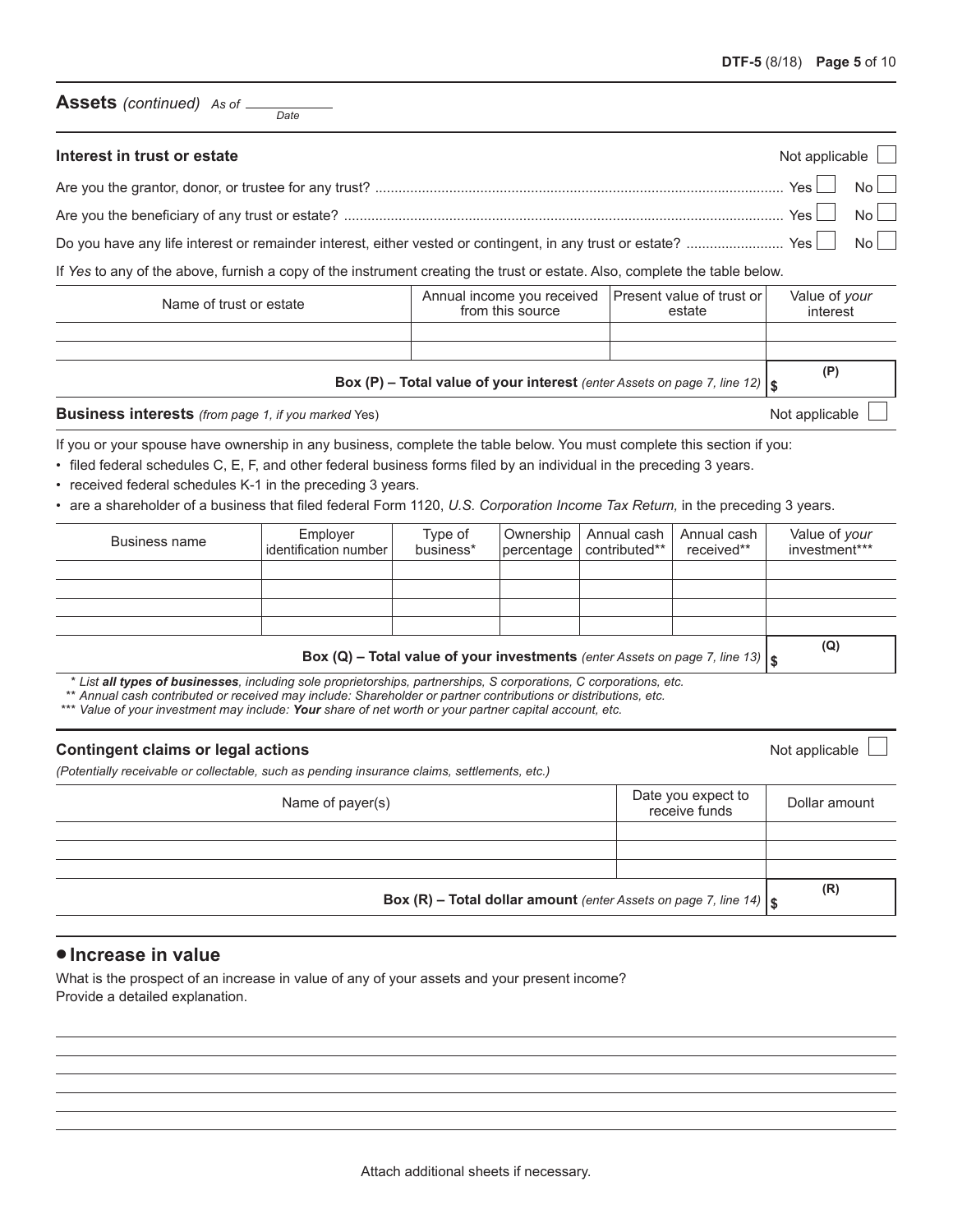## Assets *(continued)* As of ____________ *Date*

### Interest in trust or estate

Not applicable ☐

Are you the grantor, donor, or trustee for any trust? ........ Yes ☐ No ☐

Are you the beneficiary of any trust or estate? ........ Yes ☐ No ☐

Do you have any life interest or remainder interest, either vested or contingent, in any trust or estate? ........ Yes ☐ No ☐

If *Yes* to any of the above, furnish a copy of the instrument creating the trust or estate. Also, complete the table below.

| Name of trust or estate | Annual income you received from this source | Present value of trust or estate | Value of *your* interest |
|---|---|---|---|
| | | | |
| | | | |
| | | **Box (P) – Total value of your interest** *(enter Assets on page 7, line 12)* | **(P)** $ |

### Business interests *(from page 1, if you marked* Yes*)*

Not applicable ☐

If you or your spouse have ownership in any business, complete the table below. You must complete this section if you:

- filed federal schedules C, E, F, and other federal business forms filed by an individual in the preceding 3 years.
- received federal schedules K-1 in the preceding 3 years.
- are a shareholder of a business that filed federal Form 1120, *U.S. Corporation Income Tax Return,* in the preceding 3 years.

| Business name | Employer identification number | Type of business* | Ownership percentage | Annual cash contributed** | Annual cash received** | Value of *your* investment*** |
|---|---|---|---|---|---|---|
| | | | | | | |
| | | | | | | |
| | | | | | | |
| | | | | | | |
| | | | | | **Box (Q) – Total value of your investments** *(enter Assets on page 7, line 13)* | **(Q)** $ |

\* *List **all types of businesses**, including sole proprietorships, partnerships, S corporations, C corporations, etc.*

\*\* *Annual cash contributed or received may include: Shareholder or partner contributions or distributions, etc.*

\*\*\* *Value of your investment may include: **Your** share of net worth or your partner capital account, etc.*

### Contingent claims or legal actions

Not applicable ☐

*(Potentially receivable or collectable, such as pending insurance claims, settlements, etc.)*

| Name of payer(s) | Date you expect to receive funds | Dollar amount |
|---|---|---|
| | | |
| | | |
| | | |
| | **Box (R) – Total dollar amount** *(enter Assets on page 7, line 14)* | **(R)** $ |

## • Increase in value

What is the prospect of an increase in value of any of your assets and your present income?
Provide a detailed explanation.

______________________________________________________________________

______________________________________________________________________

______________________________________________________________________

______________________________________________________________________

______________________________________________________________________

______________________________________________________________________

Attach additional sheets if necessary.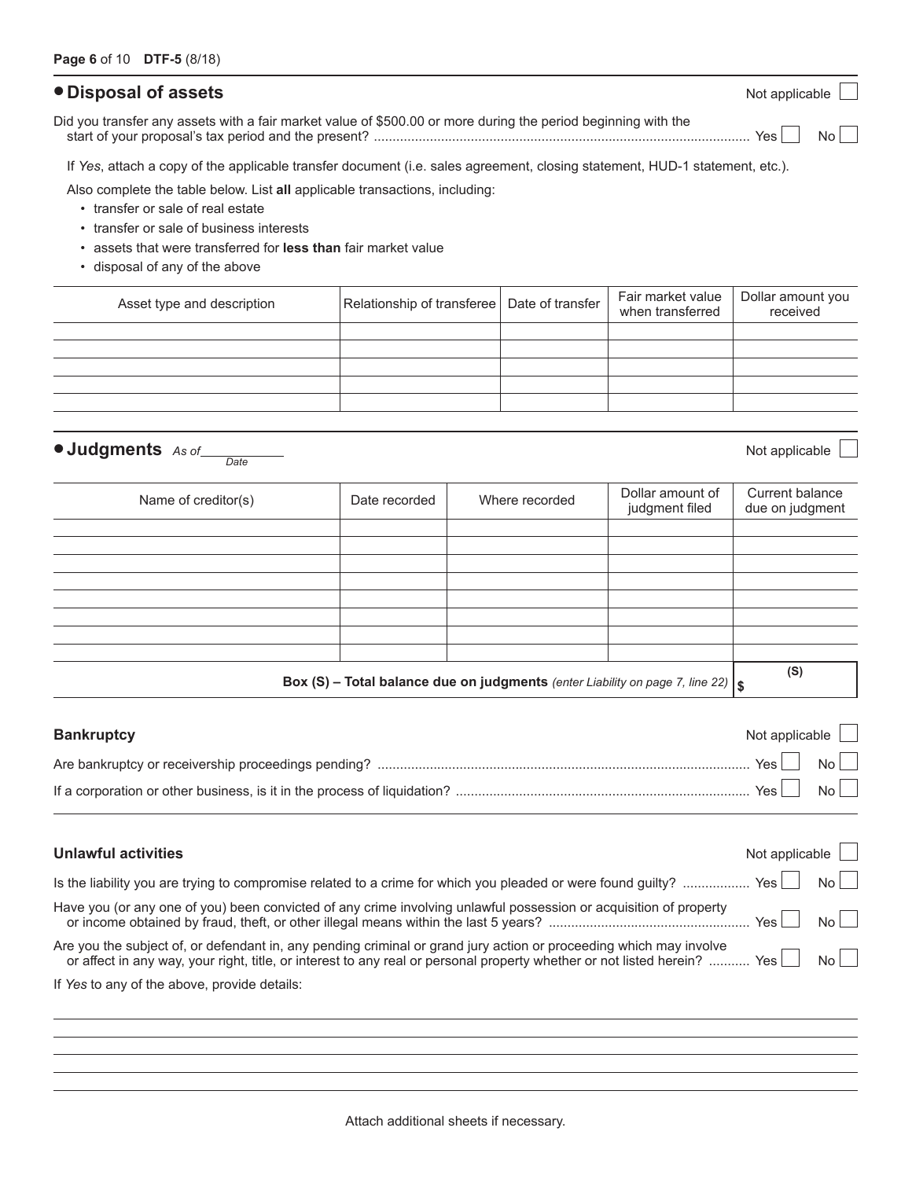## • Disposal of assets

Not applicable ☐

Did you transfer any assets with a fair market value of $500.00 or more during the period beginning with the start of your proposal's tax period and the present? .................................................................................................... Yes ☐ No ☐

If *Yes*, attach a copy of the applicable transfer document (i.e. sales agreement, closing statement, HUD-1 statement, etc.).

Also complete the table below. List **all** applicable transactions, including:

- transfer or sale of real estate
- transfer or sale of business interests
- assets that were transferred for **less than** fair market value
- disposal of any of the above

| Asset type and description | Relationship of transferee | Date of transfer | Fair market value when transferred | Dollar amount you received |
|---|---|---|---|---|
| | | | | |
| | | | | |
| | | | | |
| | | | | |
| | | | | |

## • Judgments *As of* ____________ *Date*

Not applicable ☐

| Name of creditor(s) | Date recorded | Where recorded | Dollar amount of judgment filed | Current balance due on judgment |
|---|---|---|---|---|
| | | | | |
| | | | | |
| | | | | |
| | | | | |
| | | | | |
| | | | | |
| | | | | |
| | | | | |
| **Box (S) – Total balance due on judgments** *(enter Liability on page 7, line 22)* | | | | (S) $ |

### Bankruptcy

Not applicable ☐

Are bankruptcy or receivership proceedings pending? ................................................................................................... Yes ☐ No ☐

If a corporation or other business, is it in the process of liquidation? .............................................................................. Yes ☐ No ☐

### Unlawful activities

Not applicable ☐

Is the liability you are trying to compromise related to a crime for which you pleaded or were found guilty? ................. Yes ☐ No ☐

Have you (or any one of you) been convicted of any crime involving unlawful possession or acquisition of property or income obtained by fraud, theft, or other illegal means within the last 5 years? ..................................................... Yes ☐ No ☐

Are you the subject of, or defendant in, any pending criminal or grand jury action or proceeding which may involve or affect in any way, your right, title, or interest to any real or personal property whether or not listed herein? ........... Yes ☐ No ☐

If *Yes* to any of the above, provide details:

Attach additional sheets if necessary.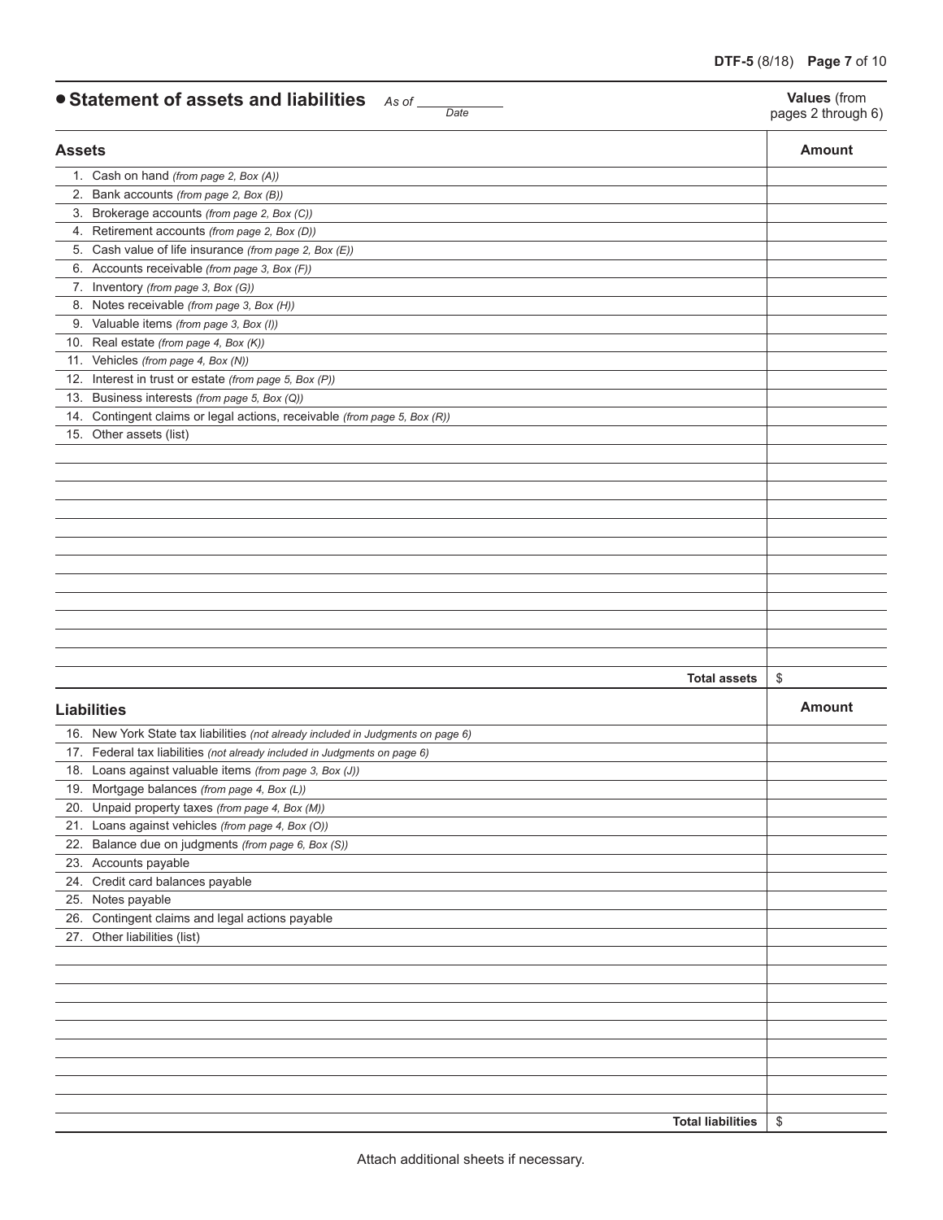## • Statement of assets and liabilities *As of* ____________ *Date*

**Values** (from pages 2 through 6)

| **Assets** | **Amount** |
|---|---|
| 1. Cash on hand *(from page 2, Box (A))* | |
| 2. Bank accounts *(from page 2, Box (B))* | |
| 3. Brokerage accounts *(from page 2, Box (C))* | |
| 4. Retirement accounts *(from page 2, Box (D))* | |
| 5. Cash value of life insurance *(from page 2, Box (E))* | |
| 6. Accounts receivable *(from page 3, Box (F))* | |
| 7. Inventory *(from page 3, Box (G))* | |
| 8. Notes receivable *(from page 3, Box (H))* | |
| 9. Valuable items *(from page 3, Box (I))* | |
| 10. Real estate *(from page 4, Box (K))* | |
| 11. Vehicles *(from page 4, Box (N))* | |
| 12. Interest in trust or estate *(from page 5, Box (P))* | |
| 13. Business interests *(from page 5, Box (Q))* | |
| 14. Contingent claims or legal actions, receivable *(from page 5, Box (R))* | |
| 15. Other assets (list) | |
| | |
| | |
| | |
| | |
| | |
| | |
| | |
| | |
| | |
| | |
| | |
| | |
| **Total assets** | $ |

| **Liabilities** | **Amount** |
|---|---|
| 16. New York State tax liabilities *(not already included in Judgments on page 6)* | |
| 17. Federal tax liabilities *(not already included in Judgments on page 6)* | |
| 18. Loans against valuable items *(from page 3, Box (J))* | |
| 19. Mortgage balances *(from page 4, Box (L))* | |
| 20. Unpaid property taxes *(from page 4, Box (M))* | |
| 21. Loans against vehicles *(from page 4, Box (O))* | |
| 22. Balance due on judgments *(from page 6, Box (S))* | |
| 23. Accounts payable | |
| 24. Credit card balances payable | |
| 25. Notes payable | |
| 26. Contingent claims and legal actions payable | |
| 27. Other liabilities (list) | |
| | |
| | |
| | |
| | |
| | |
| | |
| | |
| | |
| | |
| **Total liabilities** | $ |

Attach additional sheets if necessary.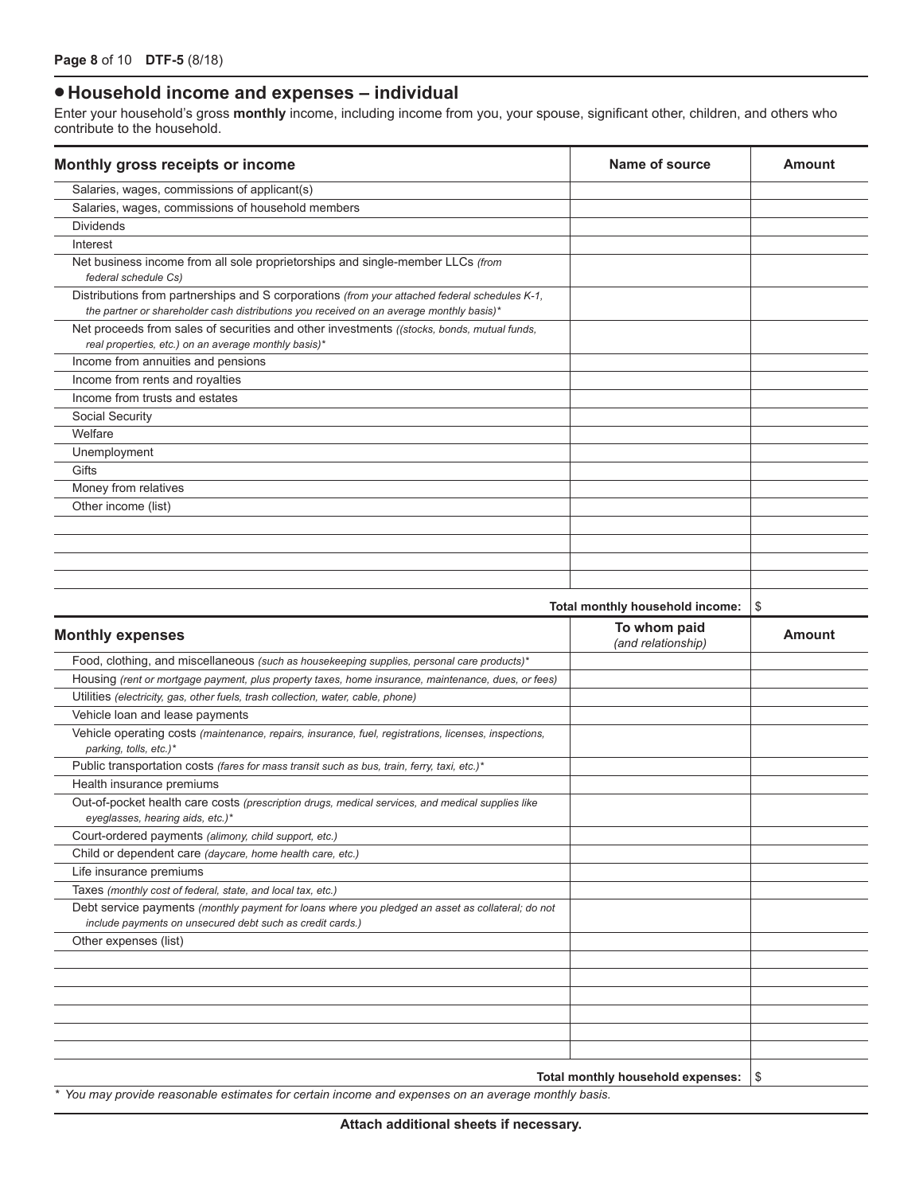## • Household income and expenses – individual

Enter your household's gross **monthly** income, including income from you, your spouse, significant other, children, and others who contribute to the household.

| Monthly gross receipts or income | Name of source | Amount |
|---|---|---|
| Salaries, wages, commissions of applicant(s) | | |
| Salaries, wages, commissions of household members | | |
| Dividends | | |
| Interest | | |
| Net business income from all sole proprietorships and single-member LLCs *(from federal schedule Cs)* | | |
| Distributions from partnerships and S corporations *(from your attached federal schedules K-1, the partner or shareholder cash distributions you received on an average monthly basis)** | | |
| Net proceeds from sales of securities and other investments *((stocks, bonds, mutual funds, real properties, etc.) on an average monthly basis)** | | |
| Income from annuities and pensions | | |
| Income from rents and royalties | | |
| Income from trusts and estates | | |
| Social Security | | |
| Welfare | | |
| Unemployment | | |
| Gifts | | |
| Money from relatives | | |
| Other income (list) | | |
| | | |
| | | |
| | | |
| | | |
| | **Total monthly household income:** | $ |

| Monthly expenses | To whom paid *(and relationship)* | Amount |
|---|---|---|
| Food, clothing, and miscellaneous *(such as housekeeping supplies, personal care products)** | | |
| Housing *(rent or mortgage payment, plus property taxes, home insurance, maintenance, dues, or fees)* | | |
| Utilities *(electricity, gas, other fuels, trash collection, water, cable, phone)* | | |
| Vehicle loan and lease payments | | |
| Vehicle operating costs *(maintenance, repairs, insurance, fuel, registrations, licenses, inspections, parking, tolls, etc.)** | | |
| Public transportation costs *(fares for mass transit such as bus, train, ferry, taxi, etc.)** | | |
| Health insurance premiums | | |
| Out-of-pocket health care costs *(prescription drugs, medical services, and medical supplies like eyeglasses, hearing aids, etc.)** | | |
| Court-ordered payments *(alimony, child support, etc.)* | | |
| Child or dependent care *(daycare, home health care, etc.)* | | |
| Life insurance premiums | | |
| Taxes *(monthly cost of federal, state, and local tax, etc.)* | | |
| Debt service payments *(monthly payment for loans where you pledged an asset as collateral; do not include payments on unsecured debt such as credit cards.)* | | |
| Other expenses (list) | | |
| | | |
| | | |
| | | |
| | | |
| | | |
| | | |
| | **Total monthly household expenses:** | $ |

\* *You may provide reasonable estimates for certain income and expenses on an average monthly basis.*

**Attach additional sheets if necessary.**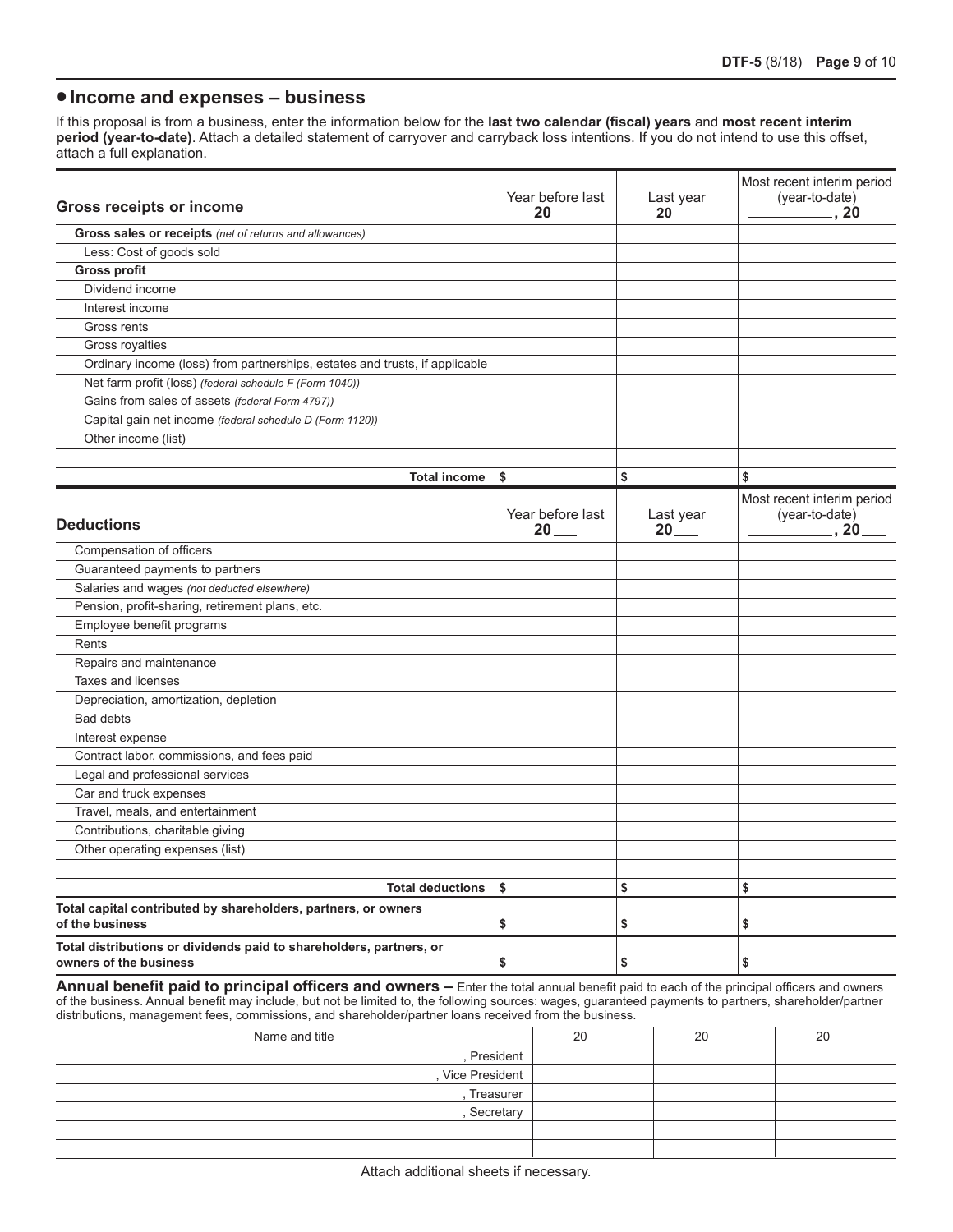## • Income and expenses – business

If this proposal is from a business, enter the information below for the **last two calendar (fiscal) years** and **most recent interim period (year-to-date)**. Attach a detailed statement of carryover and carryback loss intentions. If you do not intend to use this offset, attach a full explanation.

| **Gross receipts or income** | Year before last 20___ | Last year 20___ | Most recent interim period (year-to-date) ________, 20___ |
|---|---|---|---|
| **Gross sales or receipts** *(net of returns and allowances)* | | | |
| Less: Cost of goods sold | | | |
| **Gross profit** | | | |
| Dividend income | | | |
| Interest income | | | |
| Gross rents | | | |
| Gross royalties | | | |
| Ordinary income (loss) from partnerships, estates and trusts, if applicable | | | |
| Net farm profit (loss) *(federal schedule F (Form 1040))* | | | |
| Gains from sales of assets *(federal Form 4797))* | | | |
| Capital gain net income *(federal schedule D (Form 1120))* | | | |
| Other income (list) | | | |
| | | | |
| **Total income** | $ | $ | $ |

| **Deductions** | Year before last 20___ | Last year 20___ | Most recent interim period (year-to-date) ________, 20___ |
|---|---|---|---|
| Compensation of officers | | | |
| Guaranteed payments to partners | | | |
| Salaries and wages *(not deducted elsewhere)* | | | |
| Pension, profit-sharing, retirement plans, etc. | | | |
| Employee benefit programs | | | |
| Rents | | | |
| Repairs and maintenance | | | |
| Taxes and licenses | | | |
| Depreciation, amortization, depletion | | | |
| Bad debts | | | |
| Interest expense | | | |
| Contract labor, commissions, and fees paid | | | |
| Legal and professional services | | | |
| Car and truck expenses | | | |
| Travel, meals, and entertainment | | | |
| Contributions, charitable giving | | | |
| Other operating expenses (list) | | | |
| | | | |
| **Total deductions** | $ | $ | $ |
| **Total capital contributed by shareholders, partners, or owners of the business** | $ | $ | $ |
| **Total distributions or dividends paid to shareholders, partners, or owners of the business** | $ | $ | $ |

**Annual benefit paid to principal officers and owners –** Enter the total annual benefit paid to each of the principal officers and owners of the business. Annual benefit may include, but not be limited to, the following sources: wages, guaranteed payments to partners, shareholder/partner distributions, management fees, commissions, and shareholder/partner loans received from the business.

| Name and title | 20___ | 20___ | 20___ |
|---|---|---|---|
| , President | | | |
| , Vice President | | | |
| , Treasurer | | | |
| , Secretary | | | |
| | | | |
| | | | |

Attach additional sheets if necessary.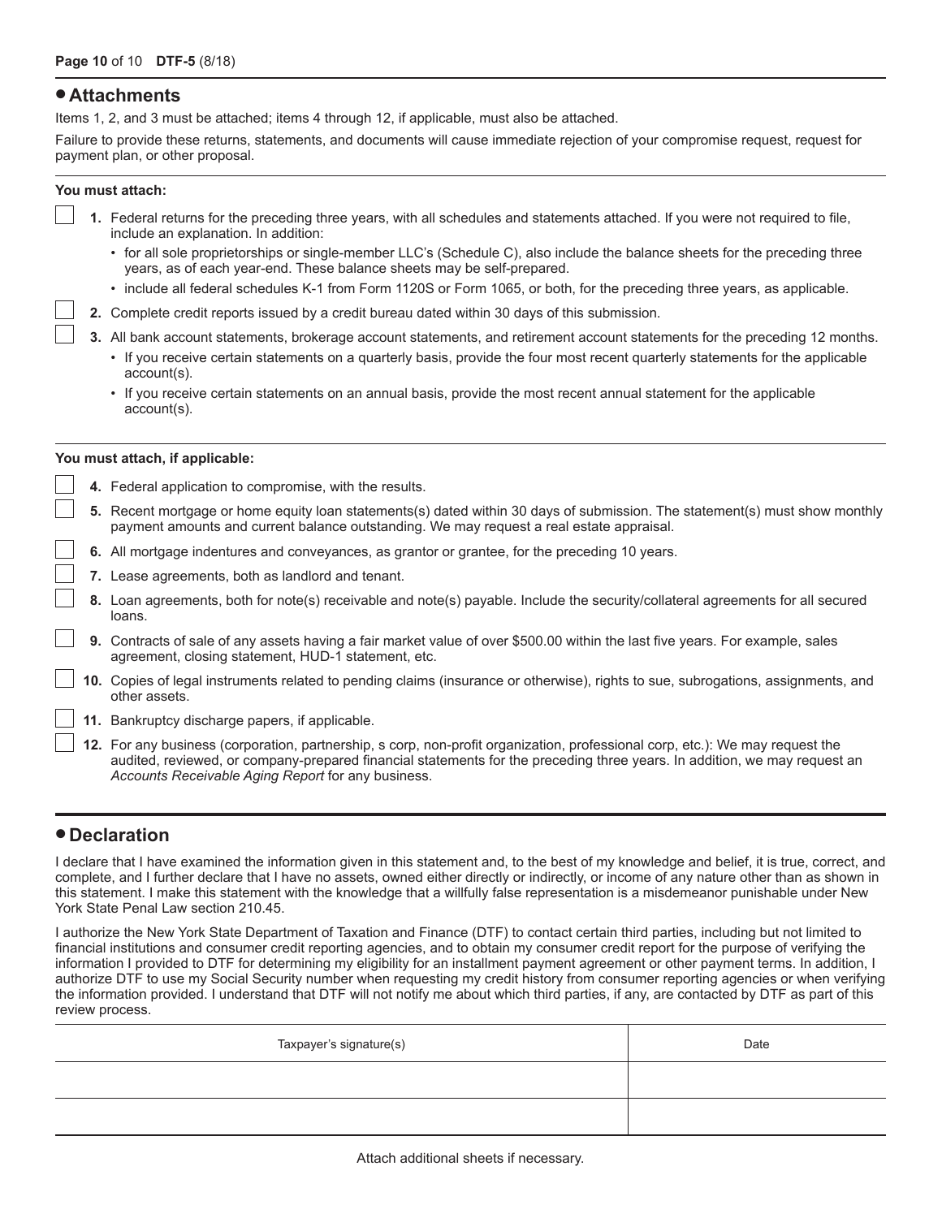## • Attachments

Items 1, 2, and 3 must be attached; items 4 through 12, if applicable, must also be attached.

Failure to provide these returns, statements, and documents will cause immediate rejection of your compromise request, request for payment plan, or other proposal.

**You must attach:**

☐ **1.** Federal returns for the preceding three years, with all schedules and statements attached. If you were not required to file, include an explanation. In addition:
- for all sole proprietorships or single-member LLC's (Schedule C), also include the balance sheets for the preceding three years, as of each year-end. These balance sheets may be self-prepared.
- include all federal schedules K-1 from Form 1120S or Form 1065, or both, for the preceding three years, as applicable.

☐ **2.** Complete credit reports issued by a credit bureau dated within 30 days of this submission.

☐ **3.** All bank account statements, brokerage account statements, and retirement account statements for the preceding 12 months.
- If you receive certain statements on a quarterly basis, provide the four most recent quarterly statements for the applicable account(s).
- If you receive certain statements on an annual basis, provide the most recent annual statement for the applicable account(s).

**You must attach, if applicable:**

☐ **4.** Federal application to compromise, with the results.

☐ **5.** Recent mortgage or home equity loan statements(s) dated within 30 days of submission. The statement(s) must show monthly payment amounts and current balance outstanding. We may request a real estate appraisal.

☐ **6.** All mortgage indentures and conveyances, as grantor or grantee, for the preceding 10 years.

☐ **7.** Lease agreements, both as landlord and tenant.

☐ **8.** Loan agreements, both for note(s) receivable and note(s) payable. Include the security/collateral agreements for all secured loans.

☐ **9.** Contracts of sale of any assets having a fair market value of over $500.00 within the last five years. For example, sales agreement, closing statement, HUD-1 statement, etc.

☐ **10.** Copies of legal instruments related to pending claims (insurance or otherwise), rights to sue, subrogations, assignments, and other assets.

☐ **11.** Bankruptcy discharge papers, if applicable.

☐ **12.** For any business (corporation, partnership, s corp, non-profit organization, professional corp, etc.): We may request the audited, reviewed, or company-prepared financial statements for the preceding three years. In addition, we may request an *Accounts Receivable Aging Report* for any business.

## • Declaration

I declare that I have examined the information given in this statement and, to the best of my knowledge and belief, it is true, correct, and complete, and I further declare that I have no assets, owned either directly or indirectly, or income of any nature other than as shown in this statement. I make this statement with the knowledge that a willfully false representation is a misdemeanor punishable under New York State Penal Law section 210.45.

I authorize the New York State Department of Taxation and Finance (DTF) to contact certain third parties, including but not limited to financial institutions and consumer credit reporting agencies, and to obtain my consumer credit report for the purpose of verifying the information I provided to DTF for determining my eligibility for an installment payment agreement or other payment terms. In addition, I authorize DTF to use my Social Security number when requesting my credit history from consumer reporting agencies or when verifying the information provided. I understand that DTF will not notify me about which third parties, if any, are contacted by DTF as part of this review process.

| Taxpayer's signature(s) | Date |
|---|---|
| | |
| | |

Attach additional sheets if necessary.